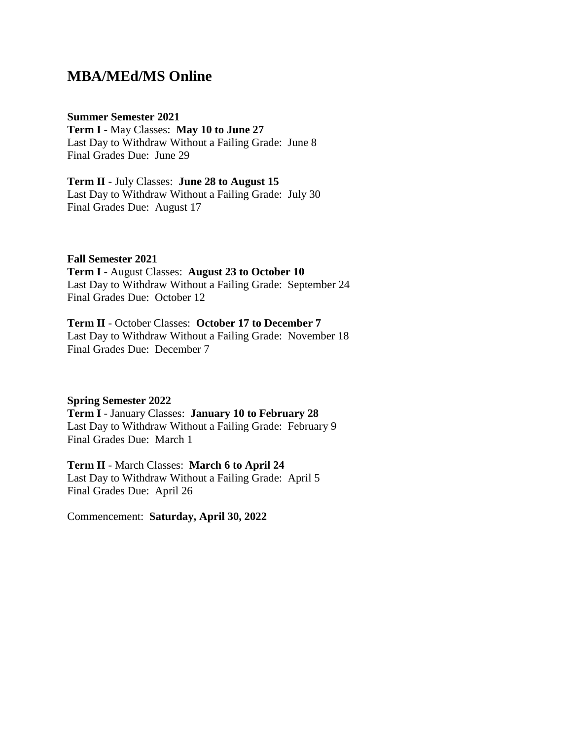# MBA/MEd/MS Online

**Summer Semester 2021**
**Term I** - May Classes: **May 10 to June 27**
Last Day to Withdraw Without a Failing Grade: June 8
Final Grades Due: June 29

**Term II** - July Classes: **June 28 to August 15**
Last Day to Withdraw Without a Failing Grade: July 30
Final Grades Due: August 17

**Fall Semester 2021**
**Term I** - August Classes: **August 23 to October 10**
Last Day to Withdraw Without a Failing Grade: September 24
Final Grades Due: October 12

**Term II** - October Classes: **October 17 to December 7**
Last Day to Withdraw Without a Failing Grade: November 18
Final Grades Due: December 7

**Spring Semester 2022**
**Term I** - January Classes: **January 10 to February 28**
Last Day to Withdraw Without a Failing Grade: February 9
Final Grades Due: March 1

**Term II** - March Classes: **March 6 to April 24**
Last Day to Withdraw Without a Failing Grade: April 5
Final Grades Due: April 26

Commencement: **Saturday, April 30, 2022**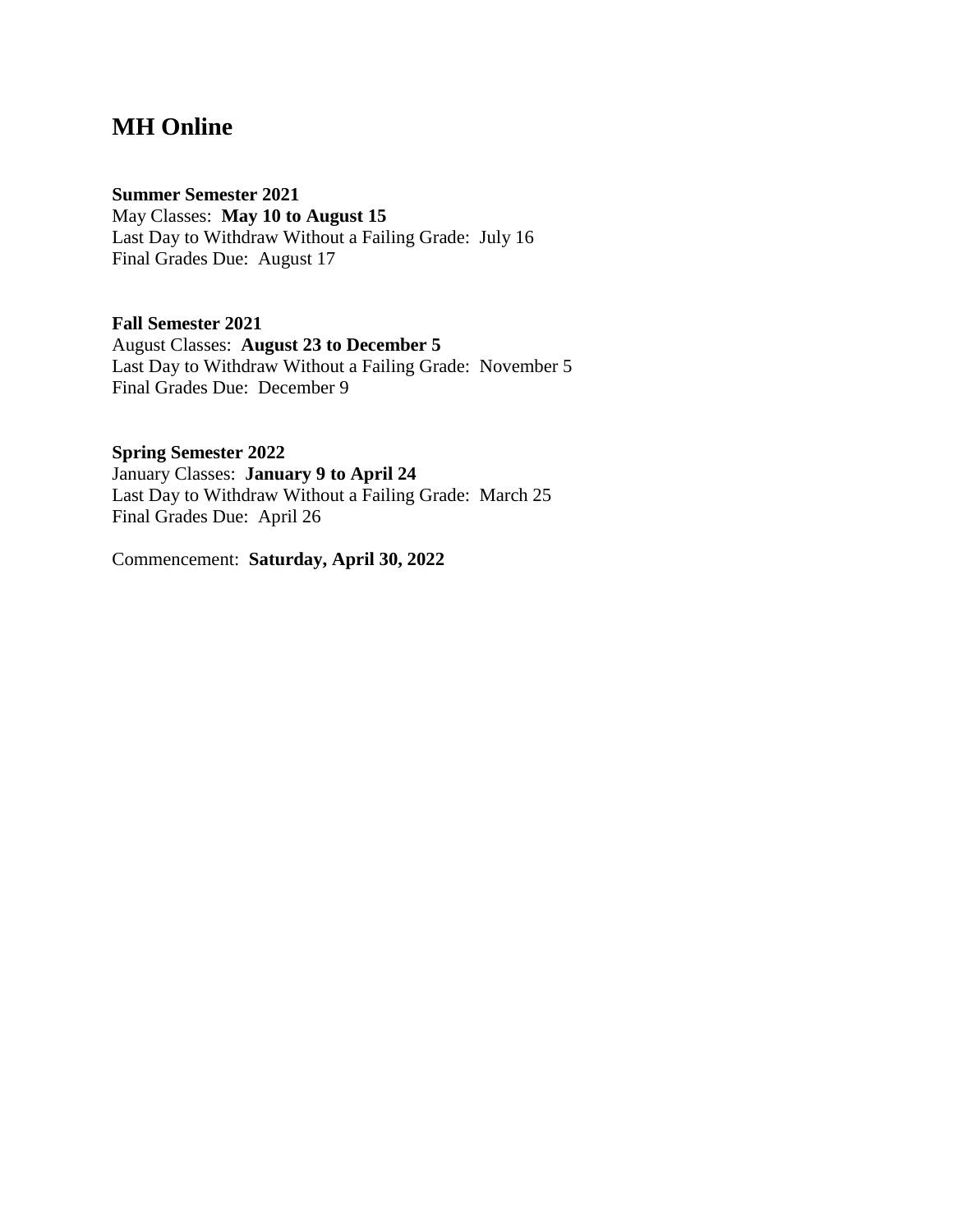# MH Online

**Summer Semester 2021**
May Classes: **May 10 to August 15**
Last Day to Withdraw Without a Failing Grade: July 16
Final Grades Due: August 17

**Fall Semester 2021**
August Classes: **August 23 to December 5**
Last Day to Withdraw Without a Failing Grade: November 5
Final Grades Due: December 9

**Spring Semester 2022**
January Classes: **January 9 to April 24**
Last Day to Withdraw Without a Failing Grade: March 25
Final Grades Due: April 26

Commencement: **Saturday, April 30, 2022**